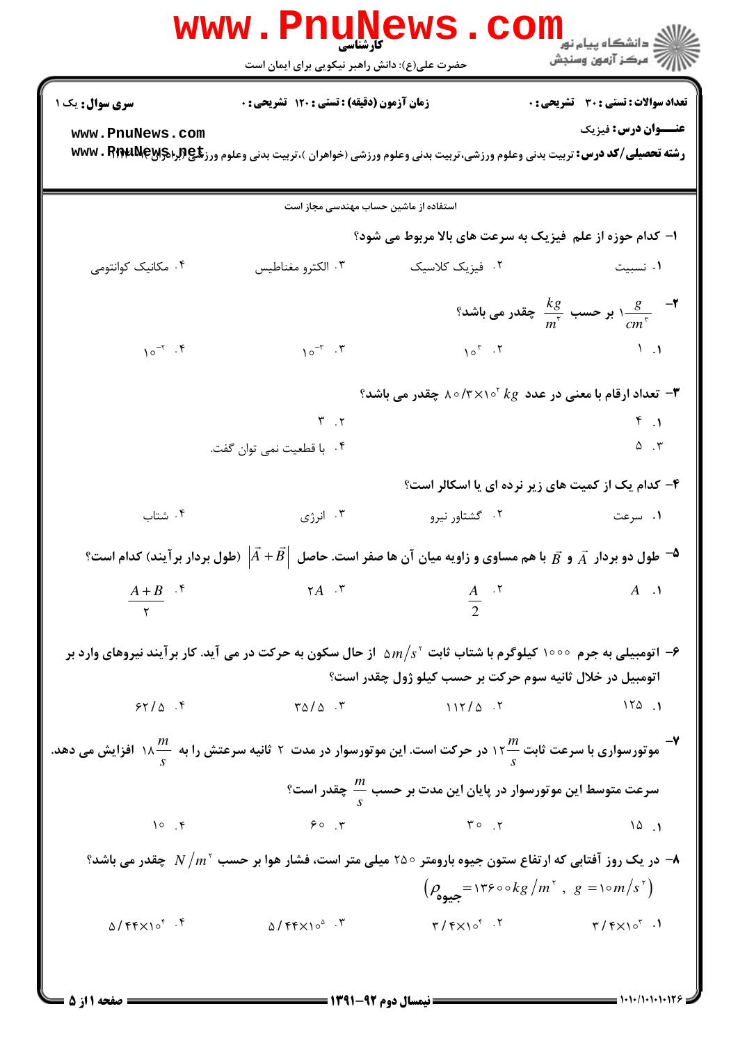کارشناسی

حضرت علی(ع): دانش راهبر نیکویی برای ایمان است

**سری سوال:** یک ۱ | **زمان آزمون (دقیقه) : تستی :** ۱۲۰ **تشریحی :** ۰ | **تعداد سوالات : تستی :** ۳۰ **تشریحی :** ۰

**عنـــوان درس:** فیزیک

**رشته تحصیلی/کد درس:** تربیت بدنی وعلوم ورزشی،تربیت بدنی وعلوم ورزشی (خواهران )،تربیت بدنی وعلوم ورزشی (برادران) ۱۱۱۱۰۹۳

استفاده از ماشین حساب مهندسی مجاز است

۱- کدام حوزه از علم فیزیک به سرعت های بالا مربوط می شود؟

۱. نسبیت ۲. فیزیک کلاسیک ۳. الکترو مغناطیس ۴. مکانیک کوانتومی

۲- $1\frac{g}{cm^3}$ بر حسب $\frac{kg}{m^3}$ چقدر می باشد؟

۱. $1$ ۲. $10^3$ ۳. $10^{-3}$ ۴. $10^{-2}$

۳- تعداد ارقام با معنی در عدد $80/3\times10^2\ kg$ چقدر می باشد؟

۱. ۴ ۲. ۳ ۳. ۵ ۴. با قطعیت نمی توان گفت.

۴- کدام یک از کمیت های زیر نرده ای یا اسکالر است؟

۱. سرعت ۲. گشتاور نیرو ۳. انرژی ۴. شتاب

۵- طول دو بردار $\vec{A}$ و $\vec{B}$ با هم مساوی و زاویه میان آن ها صفر است. حاصل $|\vec{A}+\vec{B}|$ (طول بردار برآیند) کدام است؟

۱. $A$ ۲. $\frac{A}{2}$ ۳. $2A$ ۴. $\frac{A+B}{2}$

۶- اتومبیلی به جرم ۱۰۰۰ کیلوگرم با شتاب ثابت $5m/s^2$ از حال سکون به حرکت در می آید. کار برآیند نیروهای وارد بر اتومبیل در خلال ثانیه سوم حرکت بر حسب کیلو ژول چقدر است؟

۱. ۱۲۵ ۲. ۱۱۲/۵ ۳. ۳۵/۵ ۴. ۶۲/۵

۷- موتورسواری با سرعت ثابت $12\frac{m}{s}$ در حرکت است. این موتورسوار در مدت ۲ ثانیه سرعتش را به $18\frac{m}{s}$ افزایش می دهد. سرعت متوسط این موتورسوار در پایان این مدت بر حسب $\frac{m}{s}$ چقدر است؟

۱. ۱۵ ۲. ۳۰ ۳. ۶۰ ۴. ۱۰

۸- در یک روز آفتابی که ارتفاع ستون جیوه بارومتر ۲۵۰ میلی متر است، فشار هوا بر حسب $N/m^2$ چقدر می باشد؟

$(\rho_{جیوه}=13600kg/m^3\ ,\ g=10m/s^2)$

۱. $3/4\times10^3$ ۲. $3/4\times10^4$ ۳. $5/44\times10^5$ ۴. $5/44\times10^4$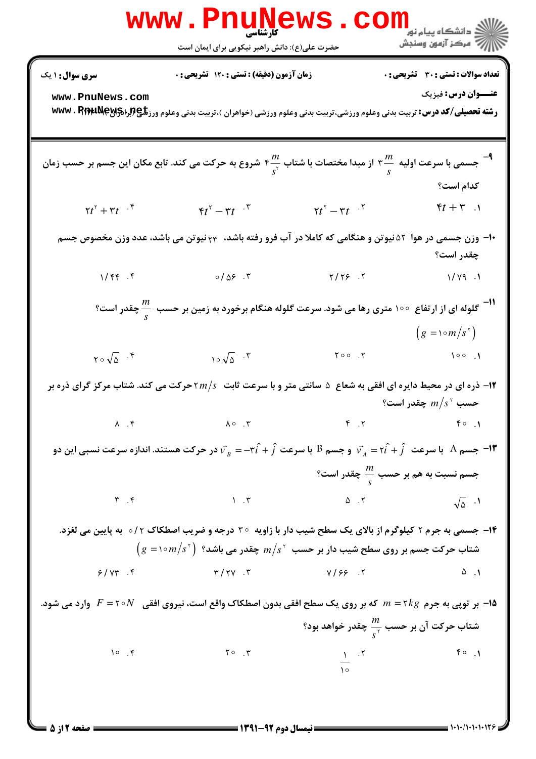**تعداد سوالات : تستی : ۳۰ تشریحی : ۰** | **زمان آزمون (دقیقه) : تستی : ۱۲۰ تشریحی : ۰** | **سری سوال : ۱ یک**

**عنـــوان درس :** فیزیک

**رشته تحصیلی/کد درس :** تربیت بدنی وعلوم ورزشی،تربیت بدنی وعلوم ورزشی (خواهران )،تربیت بدنی وعلوم ورزشی (برادران) ۱۱۱۳۰۰۱

۹- جسمی با سرعت اولیه $3\frac{m}{s}$ از مبدا مختصات با شتاب $4\frac{m}{s^2}$ شروع به حرکت می کند. تابع مکان این جسم بر حسب زمان کدام است؟

۱. $4t+3$
۲. $2t^2-3t$
۳. $4t^2-3t$
۴. $2t^2+3t$

۱۰- وزن جسمی در هوا ۵۲ نیوتن و هنگامی که کاملا در آب فرو رفته باشد، ۲۳ نیوتن می باشد، عدد وزن مخصوص جسم چقدر است؟

۱. ۱/۷۹
۲. ۲/۲۶
۳. ۰/۵۶
۴. ۱/۴۴

۱۱- گلوله ای از ارتفاع ۱۰۰ متری رها می شود. سرعت گلوله هنگام برخورد به زمین بر حسب $\frac{m}{s}$ چقدر است؟ $\left(g=10 m/s^2\right)$

۱. ۱۰۰
۲. ۲۰۰
۳. $10\sqrt{5}$
۴. $20\sqrt{5}$

۱۲- ذره ای در محیط دایره ای افقی به شعاع ۵ سانتی متر و با سرعت ثابت $2m/s$ حرکت می کند. شتاب مرکز گرای ذره بر حسب $m/s^2$ چقدر است؟

۱. ۴۰
۲. ۴
۳. ۸۰
۴. ۸

۱۳- جسم A با سرعت $\vec{v}_A=2\hat{i}+\hat{j}$ و جسم B با سرعت $\vec{v}_B=-3\hat{i}+\hat{j}$ در حرکت هستند. اندازه سرعت نسبی این دو جسم نسبت به هم بر حسب $\frac{m}{s}$ چقدر است؟

۱. $\sqrt{5}$
۲. ۵
۳. ۱
۴. ۳

۱۴- جسمی به جرم ۲ کیلوگرم از بالای یک سطح شیب دار با زاویه ۳۰ درجه و ضریب اصطکاک ۰/۲ به پایین می لغزد. شتاب حرکت جسم بر روی سطح شیب دار بر حسب $m/s^2$ چقدر می باشد؟ $\left(g=10 m/s^2\right)$

۱. ۵
۲. ۷/۶۶
۳. ۳/۲۷
۴. ۶/۷۳

۱۵- بر توپی به جرم $m=2kg$ که بر روی یک سطح افقی بدون اصطکاک واقع است، نیروی افقی $F=20N$ وارد می شود. شتاب حرکت آن بر حسب $\frac{m}{s^2}$ چقدر خواهد بود؟

۱. ۴۰
۲. $\frac{1}{10}$
۳. ۲۰
۴. ۱۰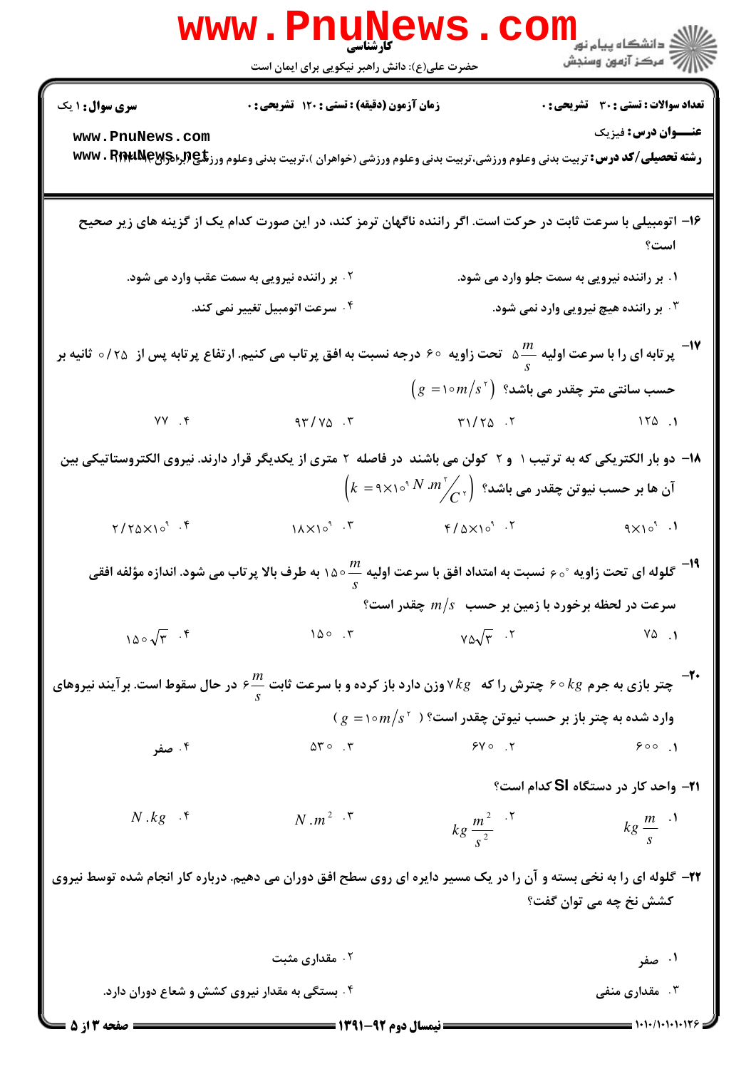**تعداد سوالات : تستی : ۳۰ تشریحی : ۰** | **زمان آزمون (دقیقه) : تستی : ۱۲۰ تشریحی : ۰** | **سری سوال : ۱ یک**

**عنـــوان درس:** فیزیک

**رشته تحصیلی/کد درس:** تربیت بدنی وعلوم ورزشی،تربیت بدنی وعلوم ورزشی (خواهران )،تربیت بدنی وعلوم ورزشی (برادران) ۱۱۱۳۰۳۰

۱۶- اتومبیلی با سرعت ثابت در حرکت است. اگر راننده ناگهان ترمز کند، در این صورت کدام یک از گزینه های زیر صحیح است؟

۱. بر راننده نیرویی به سمت جلو وارد می شود.

۲. بر راننده نیرویی به سمت عقب وارد می شود.

۳. بر راننده هیچ نیرویی وارد نمی شود.

۴. سرعت اتومبیل تغییر نمی کند.

۱۷- پرتابه ای را با سرعت اولیه $5\frac{m}{s}$ تحت زاویه ۶۰ درجه نسبت به افق پرتاب می کنیم. ارتفاع پرتابه پس از ۰/۲۵ ثانیه بر حسب سانتی متر چقدر می باشد؟ $(g = 10 m/s^2)$

۱. ۱۲۵

۲. ۳۱/۲۵

۳. ۹۳/۷۵

۴. ۷۷

۱۸- دو بار الکتریکی که به ترتیب ۱ و ۲ کولن می باشند در فاصله ۲ متری از یکدیگر قرار دارند. نیروی الکتروستاتیکی بین آن ها بر حسب نیوتن چقدر می باشد؟ $\left(k = 9\times10^9 N.m^2/C^2\right)$

۱. $9\times10^9$

۲. $4/5\times10^9$

۳. $18\times10^9$

۴. $2/25\times10^9$

۱۹- گلوله ای تحت زاویه $60^\circ$ نسبت به امتداد افق با سرعت اولیه $150\frac{m}{s}$ به طرف بالا پرتاب می شود. اندازه مؤلفه افقی سرعت در لحظه برخورد با زمین بر حسب $m/s$ چقدر است؟

۱. ۷۵

۲. $75\sqrt{3}$

۳. ۱۵۰

۴. $150\sqrt{3}$

۲۰- چتر بازی به جرم $60kg$ چترش را که $7kg$ وزن دارد باز کرده و با سرعت ثابت $6\frac{m}{s}$ در حال سقوط است. برآیند نیروهای وارد شده به چتر باز بر حسب نیوتن چقدر است؟ $(g = 10 m/s^2)$

۱. ۶۰۰

۲. ۶۷۰

۳. ۵۳۰

۴. صفر

۲۱- واحد کار در دستگاه SI کدام است؟

۱. $kg\frac{m}{s}$

۲. $kg\frac{m^2}{s^2}$

۳. $N.m^2$

۴. $N.kg$

۲۲- گلوله ای را به نخی بسته و آن را در یک مسیر دایره ای روی سطح افق دوران می دهیم. درباره کار انجام شده توسط نیروی کشش نخ چه می توان گفت؟

۱. صفر

۲. مقداری مثبت

۳. مقداری منفی

۴. بستگی به مقدار نیروی کشش و شعاع دوران دارد.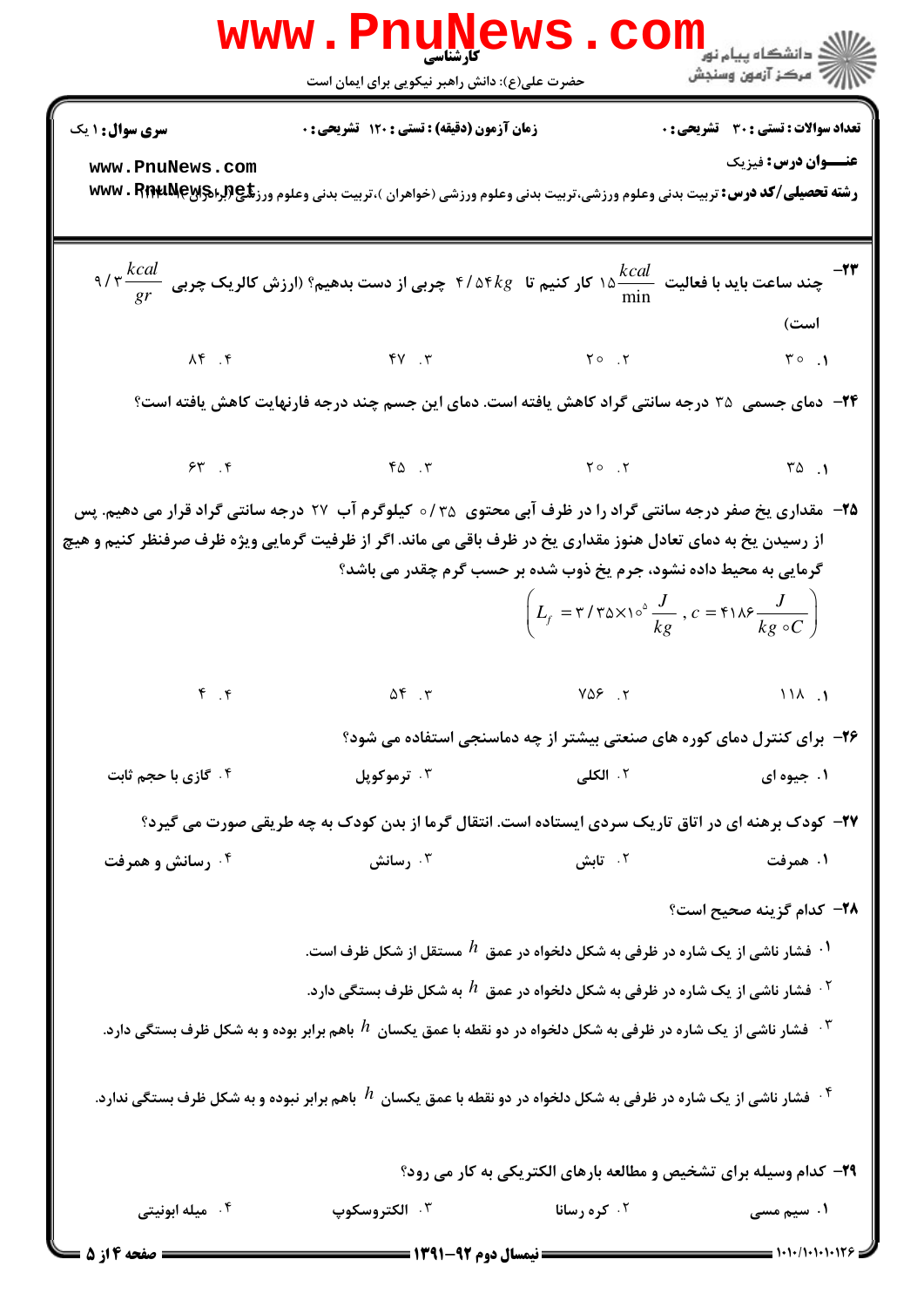سری سوال: ۱ یک

زمان آزمون (دقیقه): تستی: ۱۲۰ تشریحی: ۰

تعداد سوالات: تستی: ۳۰ تشریحی: ۰

عنـــوان درس: فیزیک

رشته تحصیلی/کد درس: تربیت بدنی وعلوم ورزشی،تربیت بدنی وعلوم ورزشی (خواهران )،تربیت بدنی وعلوم ورزشی (برادران) ۱۱۱۳۰۰۱

۲۳- چند ساعت باید با فعالیت $15\frac{kcal}{min}$ کار کنیم تا $4/54kg$ چربی از دست بدهیم؟ (ارزش کالریک چربی $9/3\frac{kcal}{gr}$ است)

۱. ۳۰ ۲. ۲۰ ۳. ۴۷ ۴. ۸۴

۲۴- دمای جسمی ۳۵ درجه سانتی گراد کاهش یافته است. دمای این جسم چند درجه فارنهایت کاهش یافته است؟

۱. ۳۵ ۲. ۲۰ ۳. ۴۵ ۴. ۶۳

۲۵- مقداری یخ صفر درجه سانتی گراد را در ظرف آبی محتوی $0/35$ کیلوگرم آب ۲۷ درجه سانتی گراد قرار می دهیم. پس از رسیدن یخ به دمای تعادل هنوز مقداری یخ در ظرف باقی می ماند. اگر از ظرفیت گرمایی ویژه ظرف صرفنظر کنیم و هیچ گرمایی به محیط داده نشود، جرم یخ ذوب شده بر حسب گرم چقدر می باشد؟

$$\left(L_f = 3/35\times10^5\frac{J}{kg}\ ,\ c = 4186\frac{J}{kg\circ C}\right)$$

۱. ۱۱۸ ۲. ۷۵۶ ۳. ۵۴ ۴. ۴

۲۶- برای کنترل دمای کوره های صنعتی بیشتر از چه دماسنجی استفاده می شود؟

۱. جیوه ای ۲. الکلی ۳. ترموکوپل ۴. گازی با حجم ثابت

۲۷- کودک برهنه ای در اتاق تاریک سردی ایستاده است. انتقال گرما از بدن کودک به چه طریقی صورت می گیرد؟

۱. همرفت ۲. تابش ۳. رسانش ۴. رسانش و همرفت

۲۸- کدام گزینه صحیح است؟

۱. فشار ناشی از یک شاره در ظرفی به شکل دلخواه در عمق $h$ مستقل از شکل ظرف است.

۲. فشار ناشی از یک شاره در ظرفی به شکل دلخواه در عمق $h$ به شکل ظرف بستگی دارد.

۳. فشار ناشی از یک شاره در ظرفی به شکل دلخواه در دو نقطه با عمق یکسان $h$ باهم برابر بوده و به شکل ظرف بستگی دارد.

۴. فشار ناشی از یک شاره در ظرفی به شکل دلخواه در دو نقطه با عمق یکسان $h$ باهم برابر نبوده و به شکل ظرف بستگی ندارد.

۲۹- کدام وسیله برای تشخیص و مطالعه بارهای الکتریکی به کار می رود؟

۱. سیم مسی ۲. کره رسانا ۳. الکتروسکوپ ۴. میله ابونیتی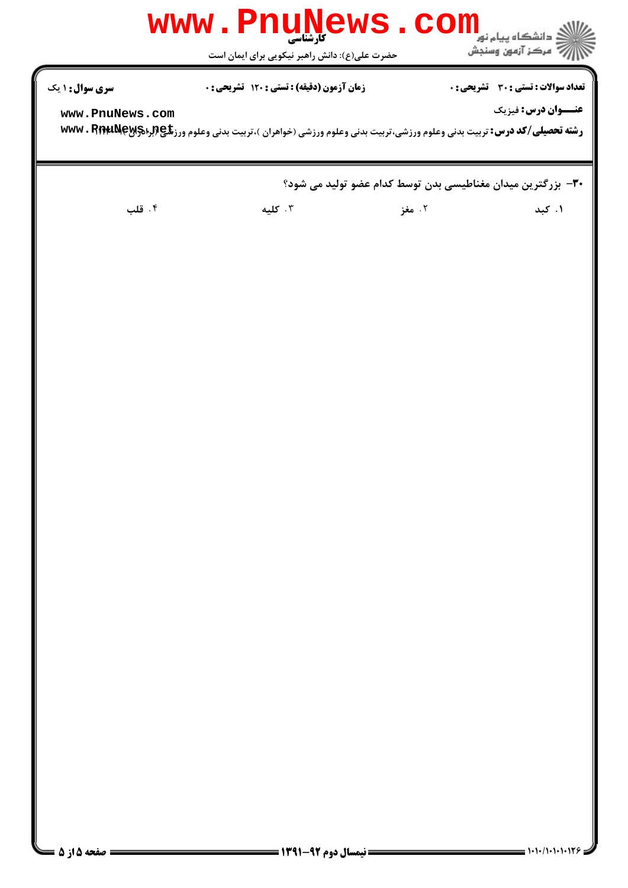۳۰- بزرگترین میدان مغناطیسی بدن توسط کدام عضو تولید می شود؟

۱. کبد

۲. مغز

۳. کلیه

۴. قلب